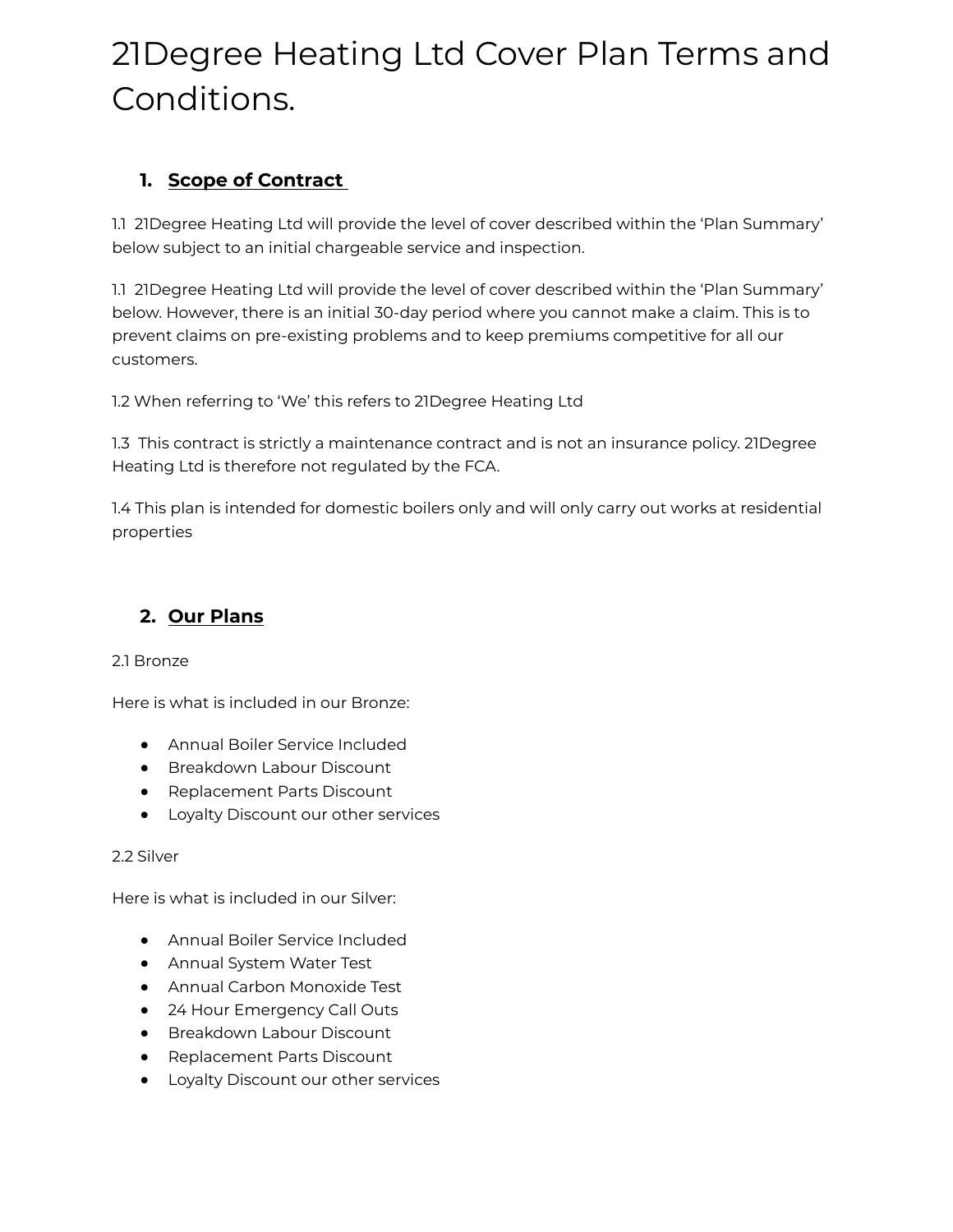# 21Degree Heating Ltd Cover Plan Terms and Conditions.

## 1. Scope of Contract

1.1 21Degree Heating Ltd will provide the level of cover described within the 'Plan Summary' below subject to an initial chargeable service and inspection.

1.1 21Degree Heating Ltd will provide the level of cover described within the 'Plan Summary' below. However, there is an initial 30-day period where you cannot make a claim. This is to prevent claims on pre-existing problems and to keep premiums competitive for all our customers.

1.2 When referring to 'We' this refers to 21Degree Heating Ltd

1.3 This contract is strictly a maintenance contract and is not an insurance policy. 21Degree Heating Ltd is therefore not regulated by the FCA.

1.4 This plan is intended for domestic boilers only and will only carry out works at residential properties

## 2. Our Plans

2.1 Bronze

Here is what is included in our Bronze:

- Annual Boiler Service Included
- Breakdown Labour Discount
- Replacement Parts Discount
- Loyalty Discount our other services

2.2 Silver

Here is what is included in our Silver:

- Annual Boiler Service Included
- Annual System Water Test
- Annual Carbon Monoxide Test
- 24 Hour Emergency Call Outs
- Breakdown Labour Discount
- Replacement Parts Discount
- Loyalty Discount our other services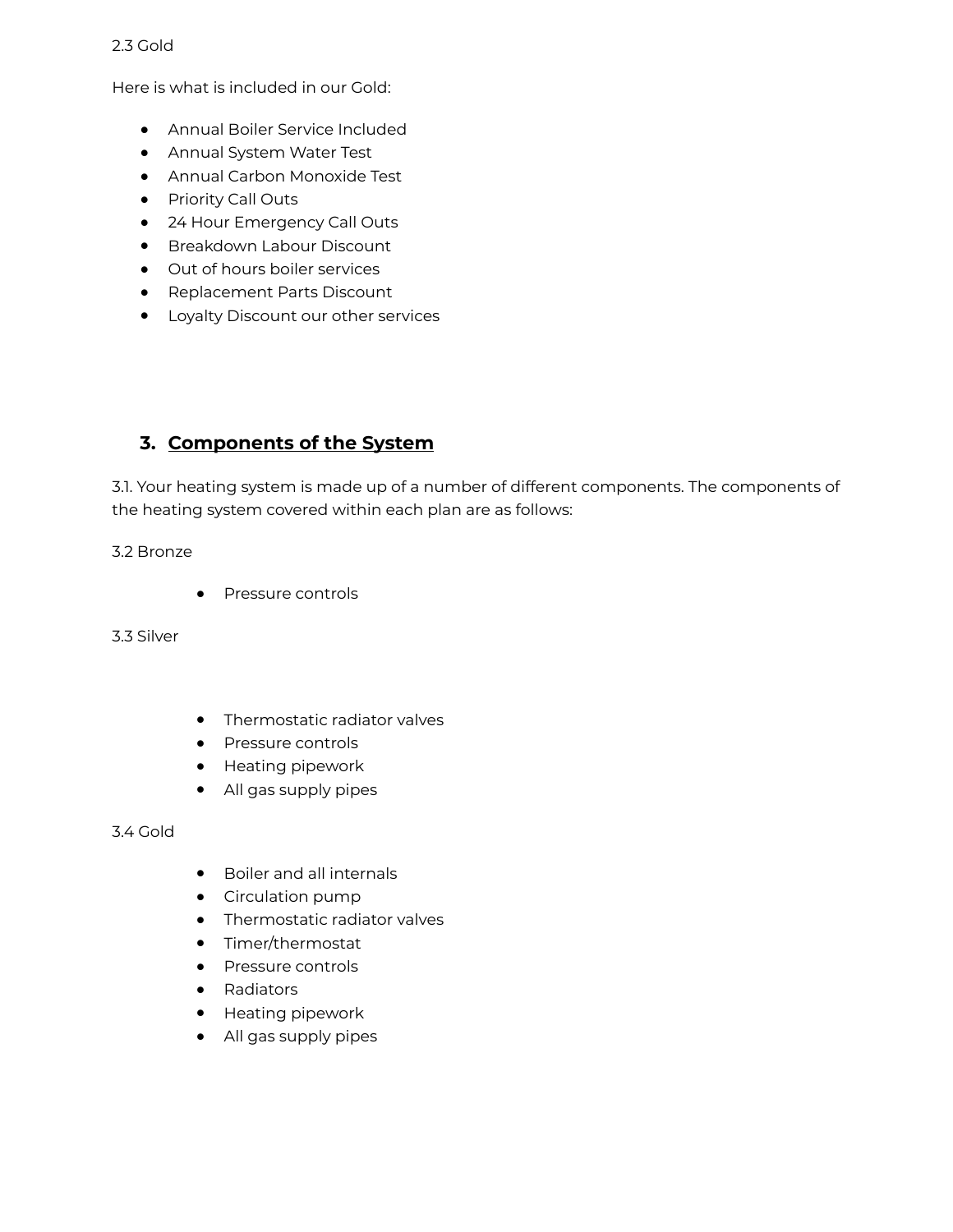2.3 Gold

Here is what is included in our Gold:

- Annual Boiler Service Included
- Annual System Water Test
- Annual Carbon Monoxide Test
- Priority Call Outs
- 24 Hour Emergency Call Outs
- Breakdown Labour Discount
- Out of hours boiler services
- Replacement Parts Discount
- Loyalty Discount our other services

## 3. **Components of the System**

3.1. Your heating system is made up of a number of different components. The components of the heating system covered within each plan are as follows:

3.2 Bronze

- Pressure controls

3.3 Silver

- Thermostatic radiator valves
- Pressure controls
- Heating pipework
- All gas supply pipes

3.4 Gold

- Boiler and all internals
- Circulation pump
- Thermostatic radiator valves
- Timer/thermostat
- Pressure controls
- Radiators
- Heating pipework
- All gas supply pipes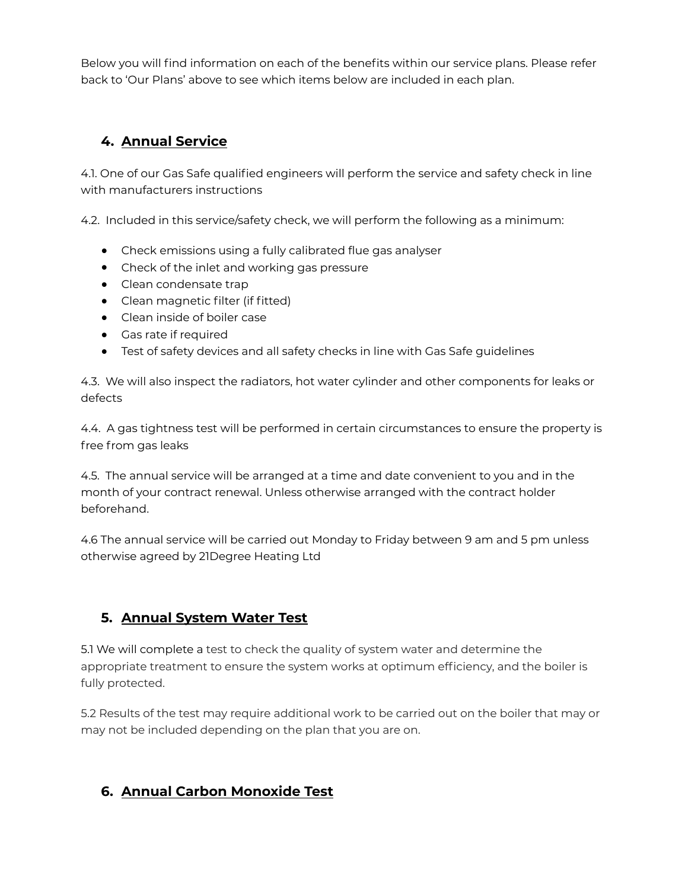Below you will find information on each of the benefits within our service plans. Please refer back to 'Our Plans' above to see which items below are included in each plan.

## 4. Annual Service

4.1. One of our Gas Safe qualified engineers will perform the service and safety check in line with manufacturers instructions

4.2. Included in this service/safety check, we will perform the following as a minimum:

- Check emissions using a fully calibrated flue gas analyser
- Check of the inlet and working gas pressure
- Clean condensate trap
- Clean magnetic filter (if fitted)
- Clean inside of boiler case
- Gas rate if required
- Test of safety devices and all safety checks in line with Gas Safe guidelines

4.3. We will also inspect the radiators, hot water cylinder and other components for leaks or defects

4.4. A gas tightness test will be performed in certain circumstances to ensure the property is free from gas leaks

4.5. The annual service will be arranged at a time and date convenient to you and in the month of your contract renewal. Unless otherwise arranged with the contract holder beforehand.

4.6 The annual service will be carried out Monday to Friday between 9 am and 5 pm unless otherwise agreed by 21Degree Heating Ltd

## 5. Annual System Water Test

5.1 We will complete a test to check the quality of system water and determine the appropriate treatment to ensure the system works at optimum efficiency, and the boiler is fully protected.

5.2 Results of the test may require additional work to be carried out on the boiler that may or may not be included depending on the plan that you are on.

## 6. Annual Carbon Monoxide Test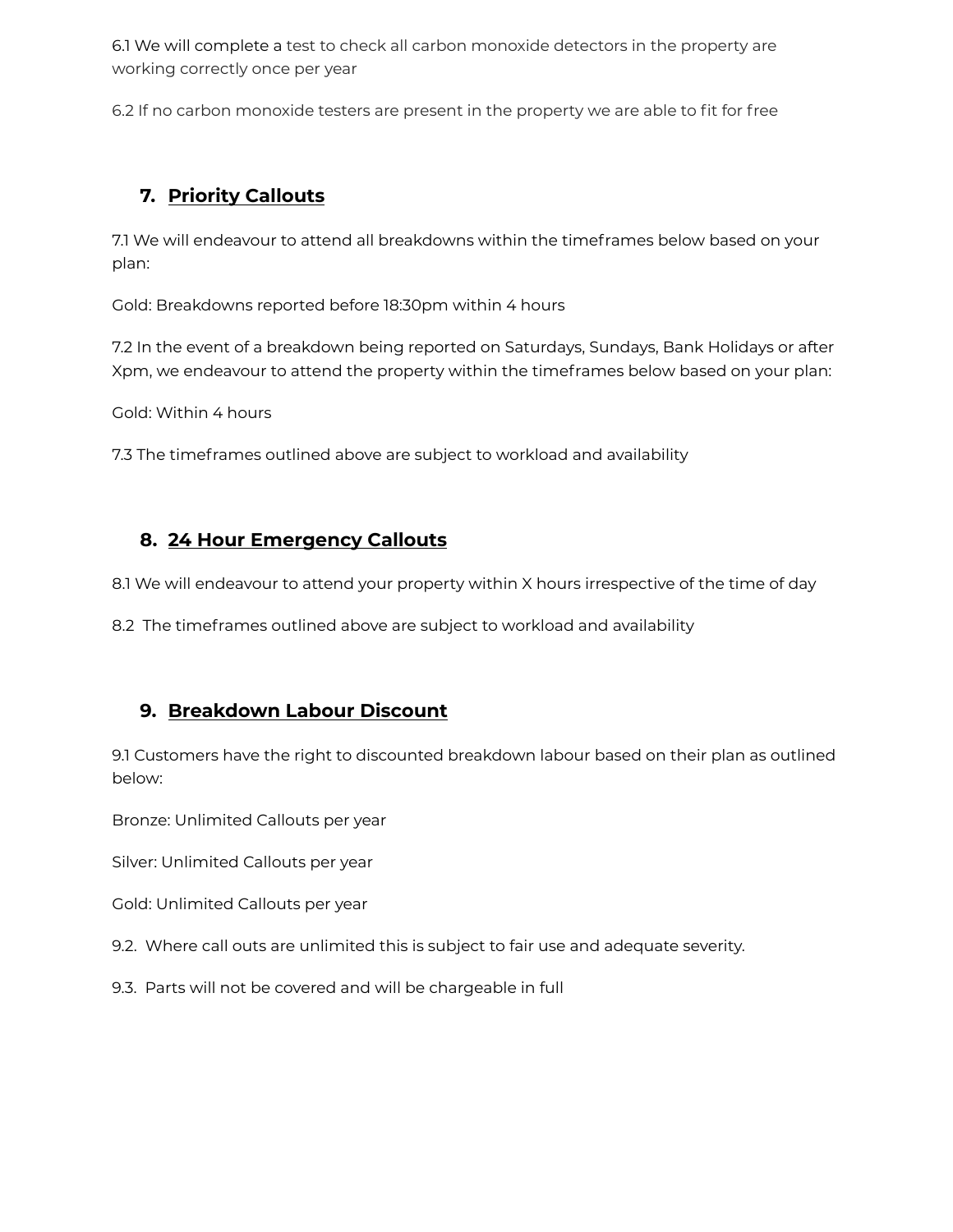6.1 We will complete a test to check all carbon monoxide detectors in the property are working correctly once per year

6.2 If no carbon monoxide testers are present in the property we are able to fit for free

## 7. Priority Callouts

7.1 We will endeavour to attend all breakdowns within the timeframes below based on your plan:

Gold: Breakdowns reported before 18:30pm within 4 hours

7.2 In the event of a breakdown being reported on Saturdays, Sundays, Bank Holidays or after Xpm, we endeavour to attend the property within the timeframes below based on your plan:

Gold: Within 4 hours

7.3 The timeframes outlined above are subject to workload and availability

## 8. 24 Hour Emergency Callouts

8.1 We will endeavour to attend your property within X hours irrespective of the time of day

8.2 The timeframes outlined above are subject to workload and availability

## 9. Breakdown Labour Discount

9.1 Customers have the right to discounted breakdown labour based on their plan as outlined below:

Bronze: Unlimited Callouts per year

Silver: Unlimited Callouts per year

Gold: Unlimited Callouts per year

9.2. Where call outs are unlimited this is subject to fair use and adequate severity.

9.3. Parts will not be covered and will be chargeable in full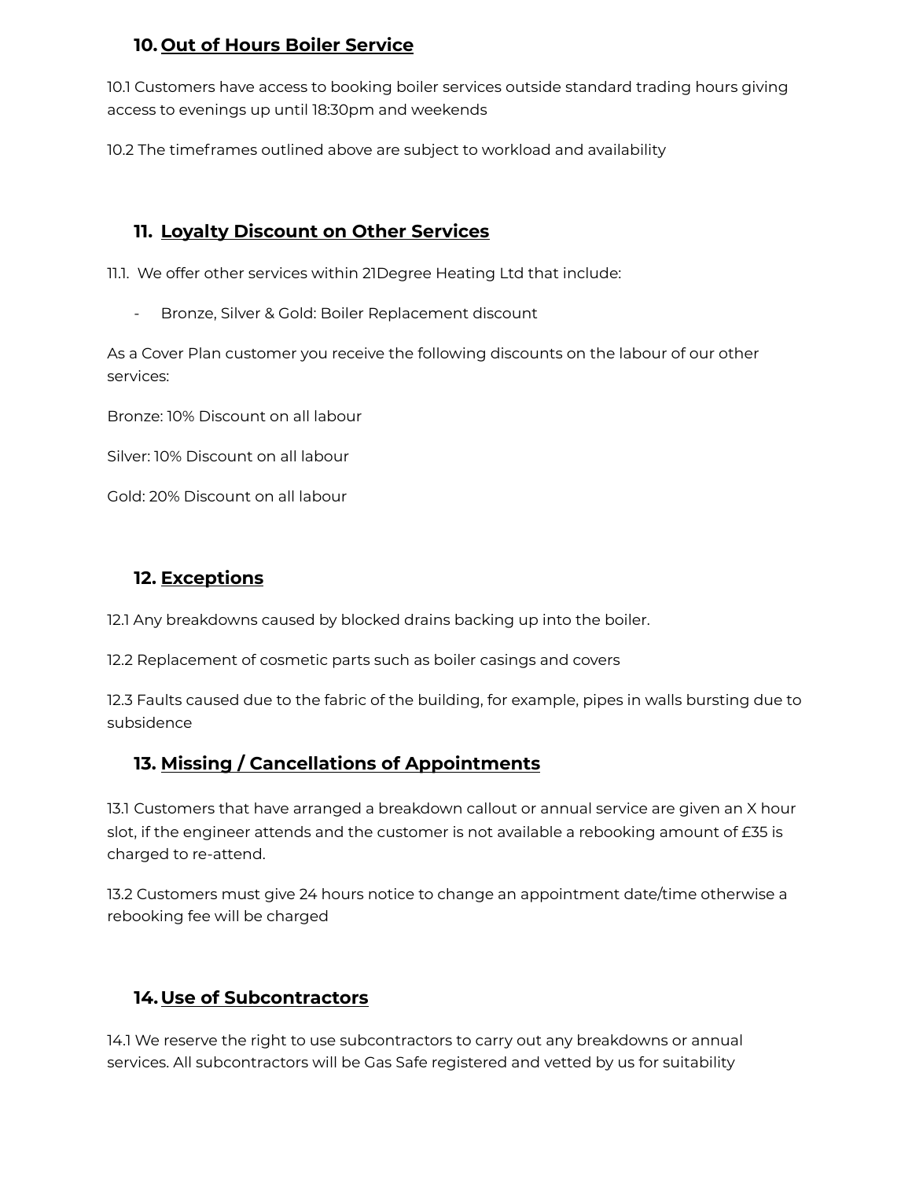## 10. Out of Hours Boiler Service

10.1 Customers have access to booking boiler services outside standard trading hours giving access to evenings up until 18:30pm and weekends

10.2 The timeframes outlined above are subject to workload and availability

## 11. Loyalty Discount on Other Services

11.1. We offer other services within 21Degree Heating Ltd that include:

- Bronze, Silver & Gold: Boiler Replacement discount

As a Cover Plan customer you receive the following discounts on the labour of our other services:

Bronze: 10% Discount on all labour

Silver: 10% Discount on all labour

Gold: 20% Discount on all labour

## 12. Exceptions

12.1 Any breakdowns caused by blocked drains backing up into the boiler.

12.2 Replacement of cosmetic parts such as boiler casings and covers

12.3 Faults caused due to the fabric of the building, for example, pipes in walls bursting due to subsidence

## 13. Missing / Cancellations of Appointments

13.1 Customers that have arranged a breakdown callout or annual service are given an X hour slot, if the engineer attends and the customer is not available a rebooking amount of £35 is charged to re-attend.

13.2 Customers must give 24 hours notice to change an appointment date/time otherwise a rebooking fee will be charged

## 14. Use of Subcontractors

14.1 We reserve the right to use subcontractors to carry out any breakdowns or annual services. All subcontractors will be Gas Safe registered and vetted by us for suitability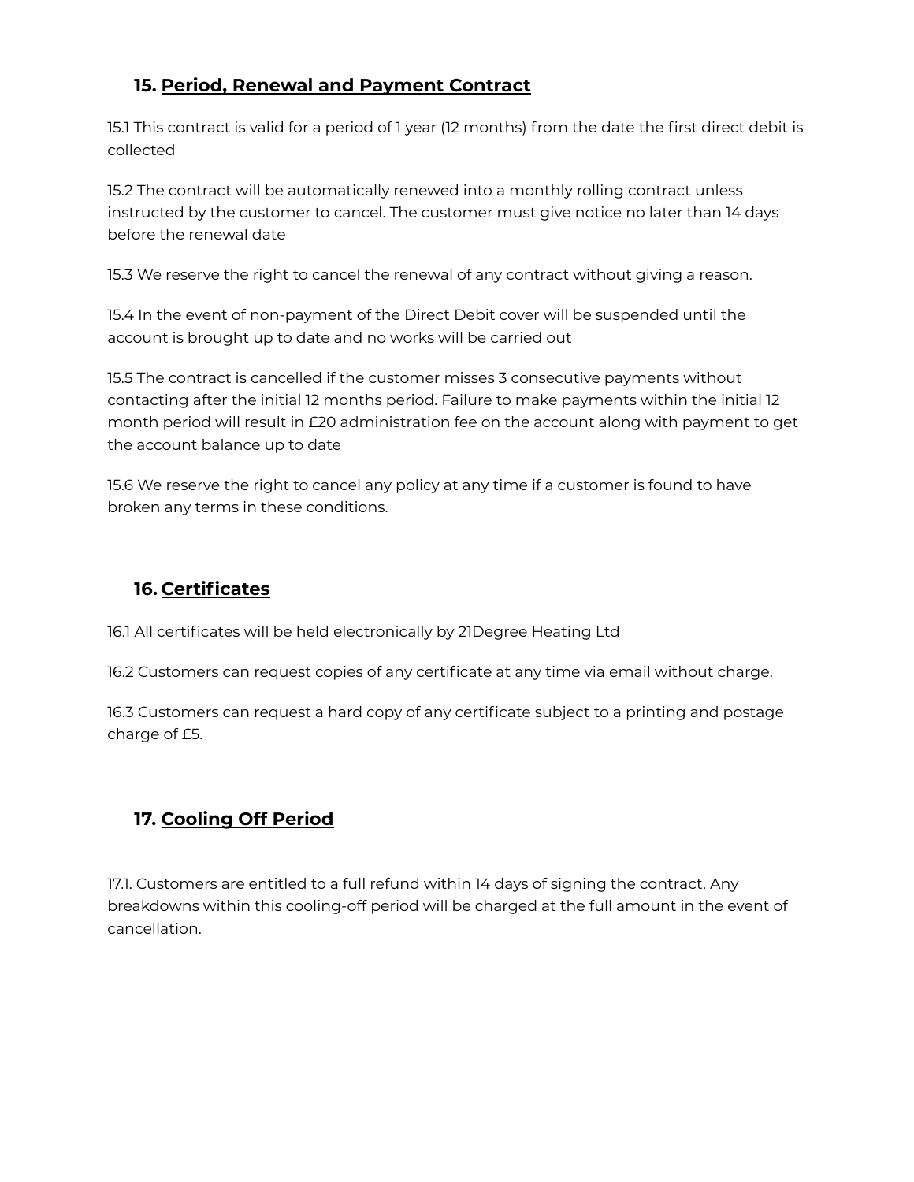## 15. <u>Period, Renewal and Payment Contract</u>

15.1 This contract is valid for a period of 1 year (12 months) from the date the first direct debit is collected

15.2 The contract will be automatically renewed into a monthly rolling contract unless instructed by the customer to cancel. The customer must give notice no later than 14 days before the renewal date

15.3 We reserve the right to cancel the renewal of any contract without giving a reason.

15.4 In the event of non-payment of the Direct Debit cover will be suspended until the account is brought up to date and no works will be carried out

15.5 The contract is cancelled if the customer misses 3 consecutive payments without contacting after the initial 12 months period. Failure to make payments within the initial 12 month period will result in £20 administration fee on the account along with payment to get the account balance up to date

15.6 We reserve the right to cancel any policy at any time if a customer is found to have broken any terms in these conditions.

## 16. <u>Certificates</u>

16.1 All certificates will be held electronically by 21Degree Heating Ltd

16.2 Customers can request copies of any certificate at any time via email without charge.

16.3 Customers can request a hard copy of any certificate subject to a printing and postage charge of £5.

## 17. <u>Cooling Off Period</u>

17.1. Customers are entitled to a full refund within 14 days of signing the contract. Any breakdowns within this cooling-off period will be charged at the full amount in the event of cancellation.